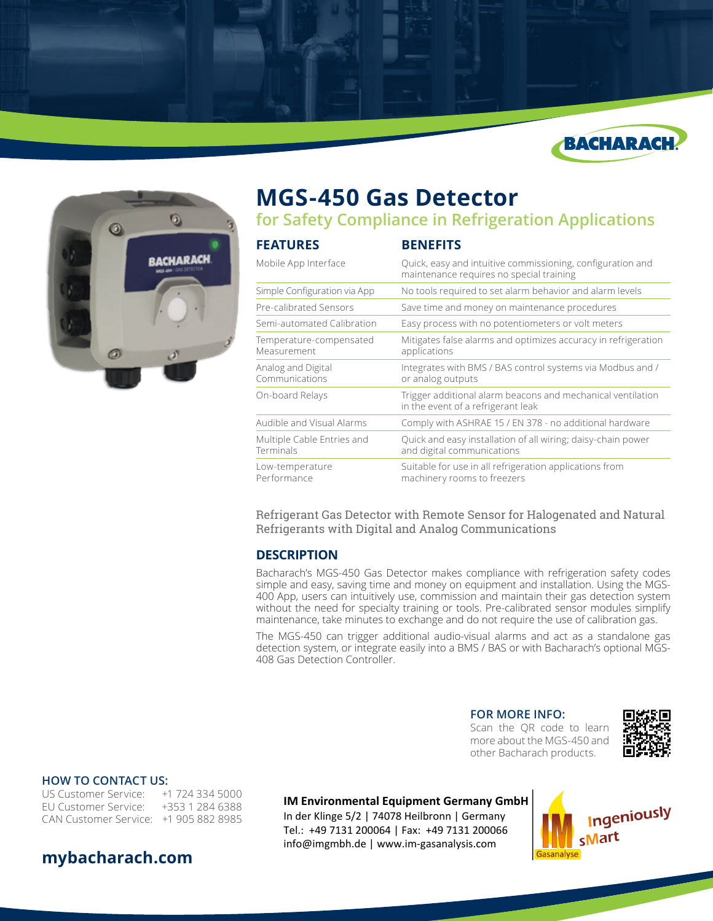# MGS-450 Gas Detector

## for Safety Compliance in Refrigeration Applications

| FEATURES | BENEFITS |
|---|---|
| Mobile App Interface | Quick, easy and intuitive commissioning, configuration and maintenance requires no special training |
| Simple Configuration via App | No tools required to set alarm behavior and alarm levels |
| Pre-calibrated Sensors | Save time and money on maintenance procedures |
| Semi-automated Calibration | Easy process with no potentiometers or volt meters |
| Temperature-compensated Measurement | Mitigates false alarms and optimizes accuracy in refrigeration applications |
| Analog and Digital Communications | Integrates with BMS / BAS control systems via Modbus and / or analog outputs |
| On-board Relays | Trigger additional alarm beacons and mechanical ventilation in the event of a refrigerant leak |
| Audible and Visual Alarms | Comply with ASHRAE 15 / EN 378 - no additional hardware |
| Multiple Cable Entries and Terminals | Quick and easy installation of all wiring; daisy-chain power and digital communications |
| Low-temperature Performance | Suitable for use in all refrigeration applications from machinery rooms to freezers |

Refrigerant Gas Detector with Remote Sensor for Halogenated and Natural Refrigerants with Digital and Analog Communications

### DESCRIPTION

Bacharach's MGS-450 Gas Detector makes compliance with refrigeration safety codes simple and easy, saving time and money on equipment and installation. Using the MGS-400 App, users can intuitively use, commission and maintain their gas detection system without the need for specialty training or tools. Pre-calibrated sensor modules simplify maintenance, take minutes to exchange and do not require the use of calibration gas.

The MGS-450 can trigger additional audio-visual alarms and act as a standalone gas detection system, or integrate easily into a BMS / BAS or with Bacharach's optional MGS-408 Gas Detection Controller.

**FOR MORE INFO:**
Scan the QR code to learn more about the MGS-450 and other Bacharach products.

### HOW TO CONTACT US:

US Customer Service: +1 724 334 5000
EU Customer Service: +353 1 284 6388
CAN Customer Service: +1 905 882 8985

**mybacharach.com**

**IM Environmental Equipment Germany GmbH**
In der Klinge 5/2 | 74078 Heilbronn | Germany
Tel.: +49 7131 200064 | Fax: +49 7131 200066
info@imgmbh.de | www.im-gasanalysis.com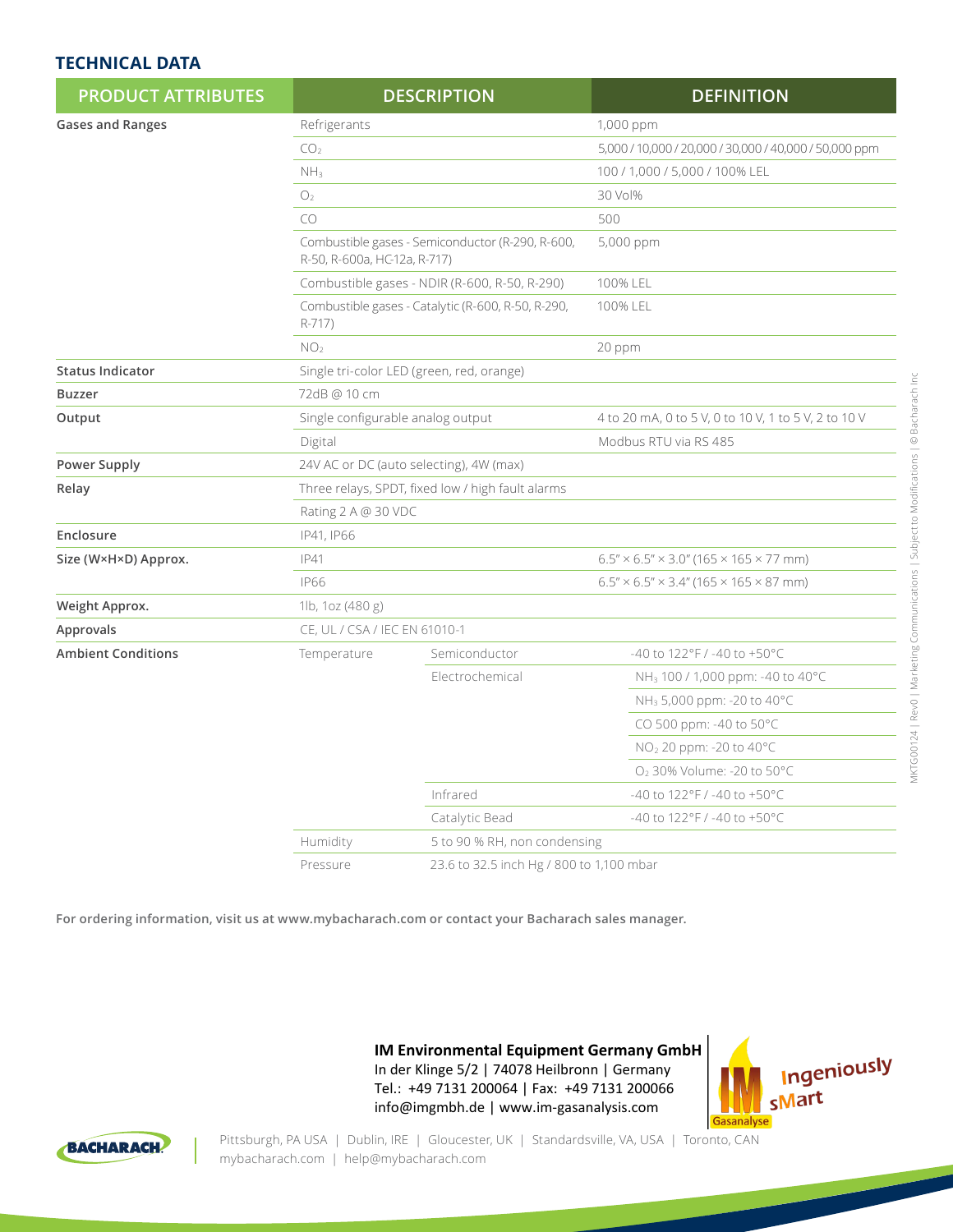## TECHNICAL DATA

| PRODUCT ATTRIBUTES | DESCRIPTION | | DEFINITION |
| --- | --- | --- | --- |
| **Gases and Ranges** | Refrigerants | | 1,000 ppm |
| | $CO_2$ | | 5,000 / 10,000 / 20,000 / 30,000 / 40,000 / 50,000 ppm |
| | $NH_3$ | | 100 / 1,000 / 5,000 / 100% LEL |
| | $O_2$ | | 30 Vol% |
| | CO | | 500 |
| | Combustible gases - Semiconductor (R-290, R-600, R-50, R-600a, HC-12a, R-717) | | 5,000 ppm |
| | Combustible gases - NDIR (R-600, R-50, R-290) | | 100% LEL |
| | Combustible gases - Catalytic (R-600, R-50, R-290, R-717) | | 100% LEL |
| | $NO_2$ | | 20 ppm |
| **Status Indicator** | Single tri-color LED (green, red, orange) | | |
| **Buzzer** | 72dB @ 10 cm | | |
| **Output** | Single configurable analog output | | 4 to 20 mA, 0 to 5 V, 0 to 10 V, 1 to 5 V, 2 to 10 V |
| | Digital | | Modbus RTU via RS 485 |
| **Power Supply** | 24V AC or DC (auto selecting), 4W (max) | | |
| **Relay** | Three relays, SPDT, fixed low / high fault alarms | | |
| | Rating 2 A @ 30 VDC | | |
| **Enclosure** | IP41, IP66 | | |
| **Size (W×H×D) Approx.** | IP41 | | 6.5" × 6.5" × 3.0" (165 × 165 × 77 mm) |
| | IP66 | | 6.5" × 6.5" × 3.4" (165 × 165 × 87 mm) |
| **Weight Approx.** | 1lb, 1oz (480 g) | | |
| **Approvals** | CE, UL / CSA / IEC EN 61010-1 | | |
| **Ambient Conditions** | Temperature | Semiconductor | -40 to 122°F / -40 to +50°C |
| | | Electrochemical | $NH_3$ 100 / 1,000 ppm: -40 to 40°C |
| | | | $NH_3$ 5,000 ppm: -20 to 40°C |
| | | | CO 500 ppm: -40 to 50°C |
| | | | $NO_2$ 20 ppm: -20 to 40°C |
| | | | $O_2$ 30% Volume: -20 to 50°C |
| | | Infrared | -40 to 122°F / -40 to +50°C |
| | | Catalytic Bead | -40 to 122°F / -40 to +50°C |
| | Humidity | 5 to 90 % RH, non condensing | |
| | Pressure | 23.6 to 32.5 inch Hg / 800 to 1,100 mbar | |

**For ordering information, visit us at www.mybacharach.com or contact your Bacharach sales manager.**

**IM Environmental Equipment Germany GmbH**
In der Klinge 5/2 | 74078 Heilbronn | Germany
Tel.: +49 7131 200064 | Fax: +49 7131 200066
info@imgmbh.de | www.im-gasanalysis.com

Ingeniously sMart

Gasanalyse

BACHARACH

Pittsburgh, PA USA | Dublin, IRE | Gloucester, UK | Standardsville, VA, USA | Toronto, CAN
mybacharach.com | help@mybacharach.com

MKTG00124 | Rev0 | Marketing Communications | Subject to Modifications | © Bacharach Inc